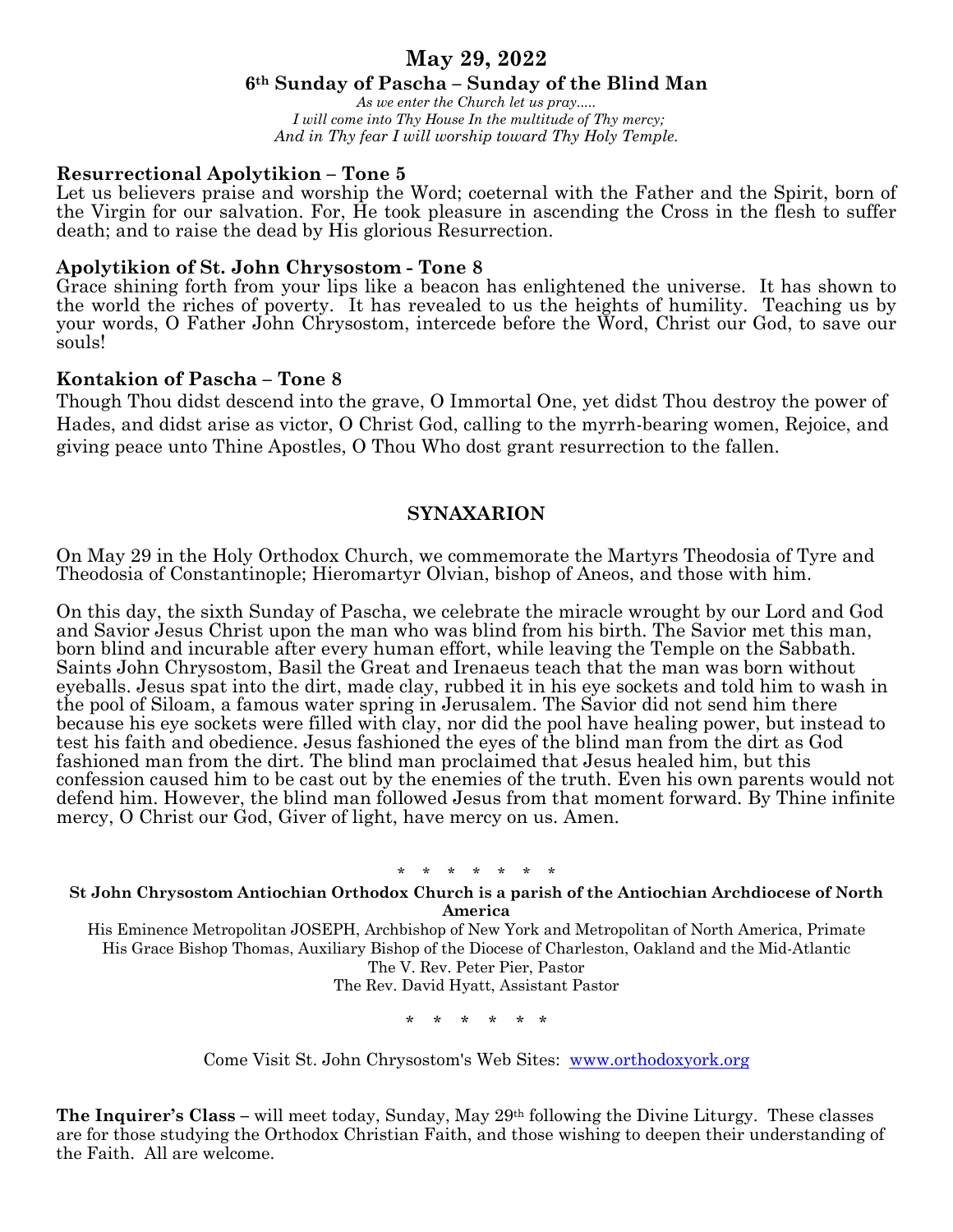# May 29, 2022

## 6th Sunday of Pascha – Sunday of the Blind Man

*As we enter the Church let us pray.....*
*I will come into Thy House In the multitude of Thy mercy;*
*And in Thy fear I will worship toward Thy Holy Temple.*

**Resurrectional Apolytikion – Tone 5**
Let us believers praise and worship the Word; coeternal with the Father and the Spirit, born of the Virgin for our salvation. For, He took pleasure in ascending the Cross in the flesh to suffer death; and to raise the dead by His glorious Resurrection.

**Apolytikion of St. John Chrysostom - Tone 8**
Grace shining forth from your lips like a beacon has enlightened the universe. It has shown to the world the riches of poverty. It has revealed to us the heights of humility. Teaching us by your words, O Father John Chrysostom, intercede before the Word, Christ our God, to save our souls!

**Kontakion of Pascha – Tone 8**
Though Thou didst descend into the grave, O Immortal One, yet didst Thou destroy the power of Hades, and didst arise as victor, O Christ God, calling to the myrrh-bearing women, Rejoice, and giving peace unto Thine Apostles, O Thou Who dost grant resurrection to the fallen.

## SYNAXARION

On May 29 in the Holy Orthodox Church, we commemorate the Martyrs Theodosia of Tyre and Theodosia of Constantinople; Hieromartyr Olvian, bishop of Aneos, and those with him.

On this day, the sixth Sunday of Pascha, we celebrate the miracle wrought by our Lord and God and Savior Jesus Christ upon the man who was blind from his birth. The Savior met this man, born blind and incurable after every human effort, while leaving the Temple on the Sabbath. Saints John Chrysostom, Basil the Great and Irenaeus teach that the man was born without eyeballs. Jesus spat into the dirt, made clay, rubbed it in his eye sockets and told him to wash in the pool of Siloam, a famous water spring in Jerusalem. The Savior did not send him there because his eye sockets were filled with clay, nor did the pool have healing power, but instead to test his faith and obedience. Jesus fashioned the eyes of the blind man from the dirt as God fashioned man from the dirt. The blind man proclaimed that Jesus healed him, but this confession caused him to be cast out by the enemies of the truth. Even his own parents would not defend him. However, the blind man followed Jesus from that moment forward. By Thine infinite mercy, O Christ our God, Giver of light, have mercy on us. Amen.

\* \* \* \* \* \* \*

**St John Chrysostom Antiochian Orthodox Church is a parish of the Antiochian Archdiocese of North America**

His Eminence Metropolitan JOSEPH, Archbishop of New York and Metropolitan of North America, Primate
His Grace Bishop Thomas, Auxiliary Bishop of the Diocese of Charleston, Oakland and the Mid-Atlantic
The V. Rev. Peter Pier, Pastor
The Rev. David Hyatt, Assistant Pastor

\* \* \* \* \* \*

Come Visit St. John Chrysostom's Web Sites: www.orthodoxyork.org

**The Inquirer's Class** – will meet today, Sunday, May 29th following the Divine Liturgy. These classes are for those studying the Orthodox Christian Faith, and those wishing to deepen their understanding of the Faith. All are welcome.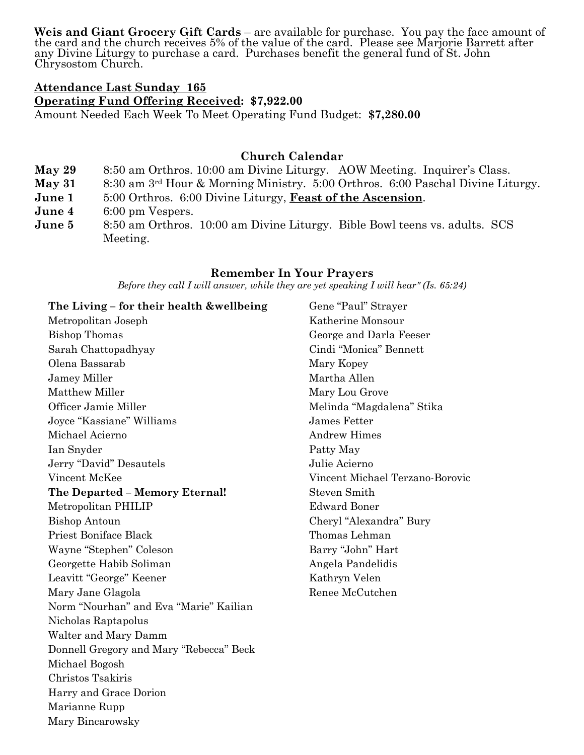**Weis and Giant Grocery Gift Cards** – are available for purchase. You pay the face amount of the card and the church receives 5% of the value of the card. Please see Marjorie Barrett after any Divine Liturgy to purchase a card. Purchases benefit the general fund of St. John Chrysostom Church.

**Attendance Last Sunday 165**

**Operating Fund Offering Received: $7,922.00**

Amount Needed Each Week To Meet Operating Fund Budget: **$7,280.00**

## Church Calendar

**May 29** 8:50 am Orthros. 10:00 am Divine Liturgy. AOW Meeting. Inquirer's Class.

**May 31** 8:30 am 3rd Hour & Morning Ministry. 5:00 Orthros. 6:00 Paschal Divine Liturgy.

**June 1** 5:00 Orthros. 6:00 Divine Liturgy, **Feast of the Ascension**.

**June 4** 6:00 pm Vespers.

**June 5** 8:50 am Orthros. 10:00 am Divine Liturgy. Bible Bowl teens vs. adults. SCS Meeting.

## Remember In Your Prayers

*Before they call I will answer, while they are yet speaking I will hear" (Is. 65:24)*

**The Living – for their health &wellbeing**

Metropolitan Joseph
Bishop Thomas
Sarah Chattopadhyay
Olena Bassarab
Jamey Miller
Matthew Miller
Officer Jamie Miller
Joyce "Kassiane" Williams
Michael Acierno
Ian Snyder
Jerry "David" Desautels
Vincent McKee

**The Departed – Memory Eternal!**

Metropolitan PHILIP
Bishop Antoun
Priest Boniface Black
Wayne "Stephen" Coleson
Georgette Habib Soliman
Leavitt "George" Keener
Mary Jane Glagola
Norm "Nourhan" and Eva "Marie" Kailian
Nicholas Raptapolus
Walter and Mary Damm
Donnell Gregory and Mary "Rebecca" Beck
Michael Bogosh
Christos Tsakiris
Harry and Grace Dorion
Marianne Rupp
Mary Bincarowsky
Gene "Paul" Strayer
Katherine Monsour
George and Darla Feeser
Cindi "Monica" Bennett
Mary Kopey
Martha Allen
Mary Lou Grove
Melinda "Magdalena" Stika
James Fetter
Andrew Himes
Patty May
Julie Acierno
Vincent Michael Terzano-Borovic
Steven Smith
Edward Boner
Cheryl "Alexandra" Bury
Thomas Lehman
Barry "John" Hart
Angela Pandelidis
Kathryn Velen
Renee McCutchen